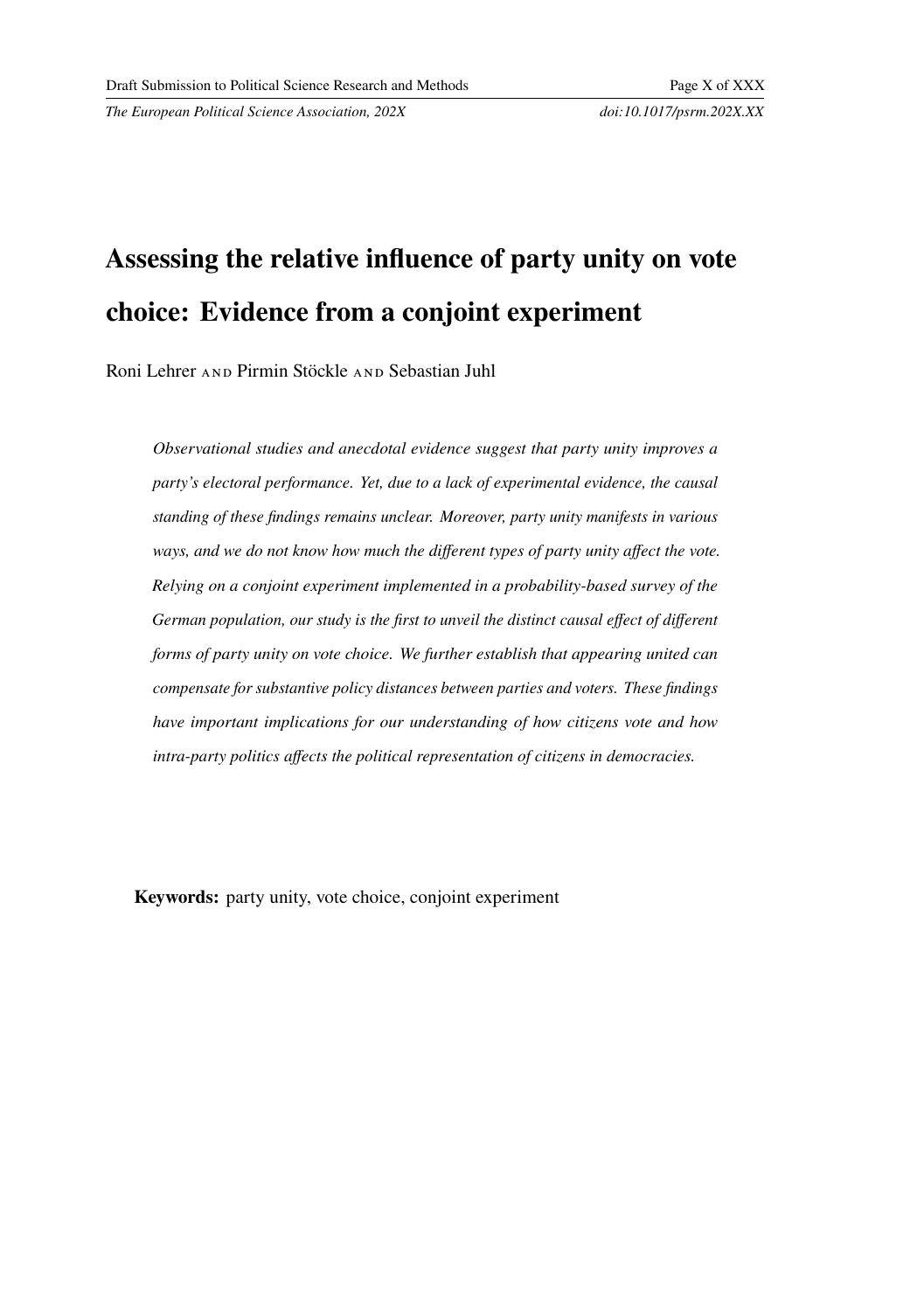# Assessing the relative influence of party unity on vote choice: Evidence from a conjoint experiment

Roni Lehrer AND Pirmin Stöckle AND Sebastian Juhl

*Observational studies and anecdotal evidence suggest that party unity improves a party's electoral performance. Yet, due to a lack of experimental evidence, the causal standing of these findings remains unclear. Moreover, party unity manifests in various ways, and we do not know how much the different types of party unity affect the vote. Relying on a conjoint experiment implemented in a probability-based survey of the German population, our study is the first to unveil the distinct causal effect of different forms of party unity on vote choice. We further establish that appearing united can compensate for substantive policy distances between parties and voters. These findings have important implications for our understanding of how citizens vote and how intra-party politics affects the political representation of citizens in democracies.*

**Keywords:** party unity, vote choice, conjoint experiment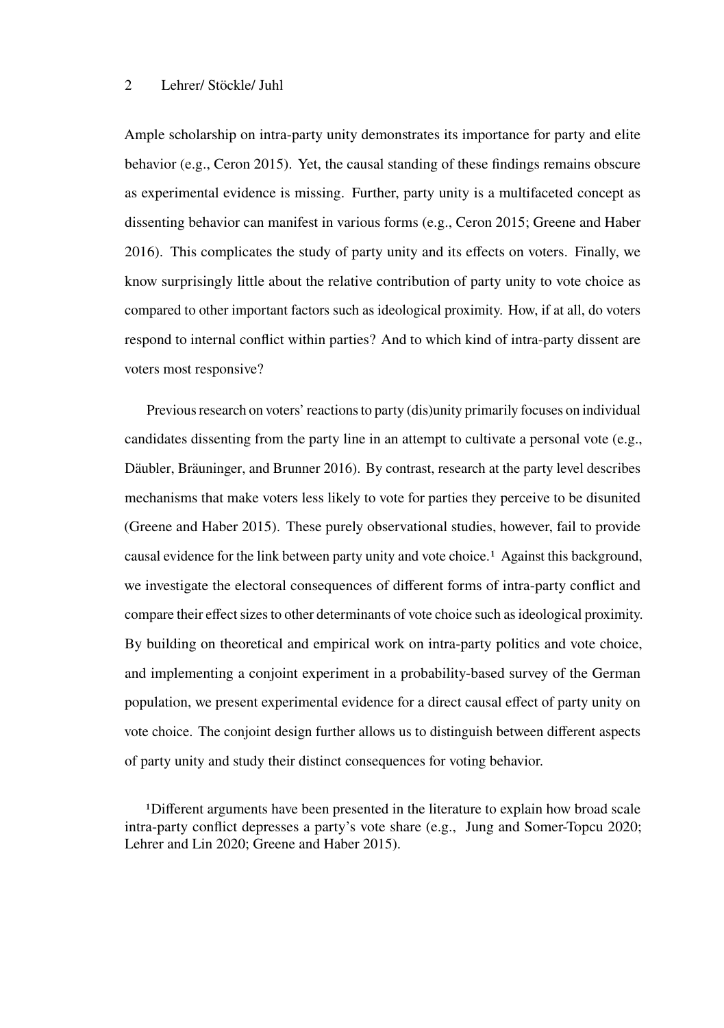Ample scholarship on intra-party unity demonstrates its importance for party and elite behavior (e.g., Ceron 2015). Yet, the causal standing of these findings remains obscure as experimental evidence is missing. Further, party unity is a multifaceted concept as dissenting behavior can manifest in various forms (e.g., Ceron 2015; Greene and Haber 2016). This complicates the study of party unity and its effects on voters. Finally, we know surprisingly little about the relative contribution of party unity to vote choice as compared to other important factors such as ideological proximity. How, if at all, do voters respond to internal conflict within parties? And to which kind of intra-party dissent are voters most responsive?

Previous research on voters' reactions to party (dis)unity primarily focuses on individual candidates dissenting from the party line in an attempt to cultivate a personal vote (e.g., Däubler, Bräuninger, and Brunner 2016). By contrast, research at the party level describes mechanisms that make voters less likely to vote for parties they perceive to be disunited (Greene and Haber 2015). These purely observational studies, however, fail to provide causal evidence for the link between party unity and vote choice.[1] Against this background, we investigate the electoral consequences of different forms of intra-party conflict and compare their effect sizes to other determinants of vote choice such as ideological proximity. By building on theoretical and empirical work on intra-party politics and vote choice, and implementing a conjoint experiment in a probability-based survey of the German population, we present experimental evidence for a direct causal effect of party unity on vote choice. The conjoint design further allows us to distinguish between different aspects of party unity and study their distinct consequences for voting behavior.

[1]Different arguments have been presented in the literature to explain how broad scale intra-party conflict depresses a party's vote share (e.g., Jung and Somer-Topcu 2020; Lehrer and Lin 2020; Greene and Haber 2015).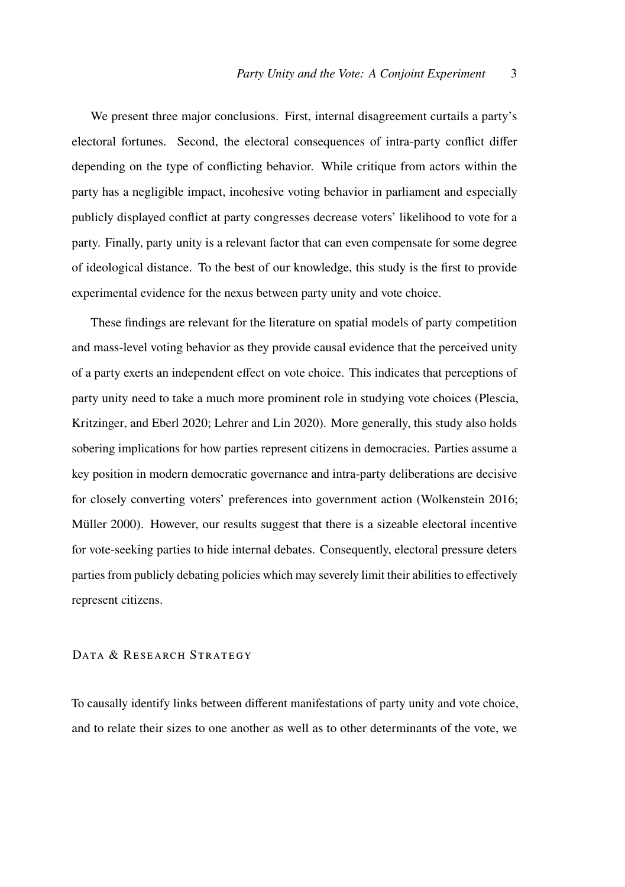We present three major conclusions. First, internal disagreement curtails a party's electoral fortunes. Second, the electoral consequences of intra-party conflict differ depending on the type of conflicting behavior. While critique from actors within the party has a negligible impact, incohesive voting behavior in parliament and especially publicly displayed conflict at party congresses decrease voters' likelihood to vote for a party. Finally, party unity is a relevant factor that can even compensate for some degree of ideological distance. To the best of our knowledge, this study is the first to provide experimental evidence for the nexus between party unity and vote choice.

These findings are relevant for the literature on spatial models of party competition and mass-level voting behavior as they provide causal evidence that the perceived unity of a party exerts an independent effect on vote choice. This indicates that perceptions of party unity need to take a much more prominent role in studying vote choices (Plescia, Kritzinger, and Eberl 2020; Lehrer and Lin 2020). More generally, this study also holds sobering implications for how parties represent citizens in democracies. Parties assume a key position in modern democratic governance and intra-party deliberations are decisive for closely converting voters' preferences into government action (Wolkenstein 2016; Müller 2000). However, our results suggest that there is a sizeable electoral incentive for vote-seeking parties to hide internal debates. Consequently, electoral pressure deters parties from publicly debating policies which may severely limit their abilities to effectively represent citizens.

## Data & Research Strategy

To causally identify links between different manifestations of party unity and vote choice, and to relate their sizes to one another as well as to other determinants of the vote, we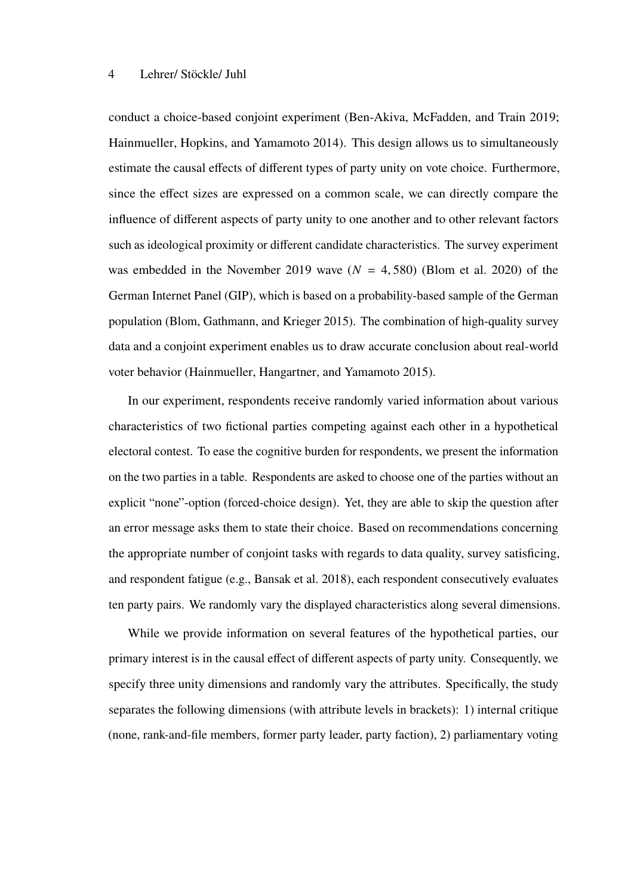conduct a choice-based conjoint experiment (Ben-Akiva, McFadden, and Train 2019; Hainmueller, Hopkins, and Yamamoto 2014). This design allows us to simultaneously estimate the causal effects of different types of party unity on vote choice. Furthermore, since the effect sizes are expressed on a common scale, we can directly compare the influence of different aspects of party unity to one another and to other relevant factors such as ideological proximity or different candidate characteristics. The survey experiment was embedded in the November 2019 wave ($N = 4,580$) (Blom et al. 2020) of the German Internet Panel (GIP), which is based on a probability-based sample of the German population (Blom, Gathmann, and Krieger 2015). The combination of high-quality survey data and a conjoint experiment enables us to draw accurate conclusion about real-world voter behavior (Hainmueller, Hangartner, and Yamamoto 2015).

In our experiment, respondents receive randomly varied information about various characteristics of two fictional parties competing against each other in a hypothetical electoral contest. To ease the cognitive burden for respondents, we present the information on the two parties in a table. Respondents are asked to choose one of the parties without an explicit "none"-option (forced-choice design). Yet, they are able to skip the question after an error message asks them to state their choice. Based on recommendations concerning the appropriate number of conjoint tasks with regards to data quality, survey satisficing, and respondent fatigue (e.g., Bansak et al. 2018), each respondent consecutively evaluates ten party pairs. We randomly vary the displayed characteristics along several dimensions.

While we provide information on several features of the hypothetical parties, our primary interest is in the causal effect of different aspects of party unity. Consequently, we specify three unity dimensions and randomly vary the attributes. Specifically, the study separates the following dimensions (with attribute levels in brackets): 1) internal critique (none, rank-and-file members, former party leader, party faction), 2) parliamentary voting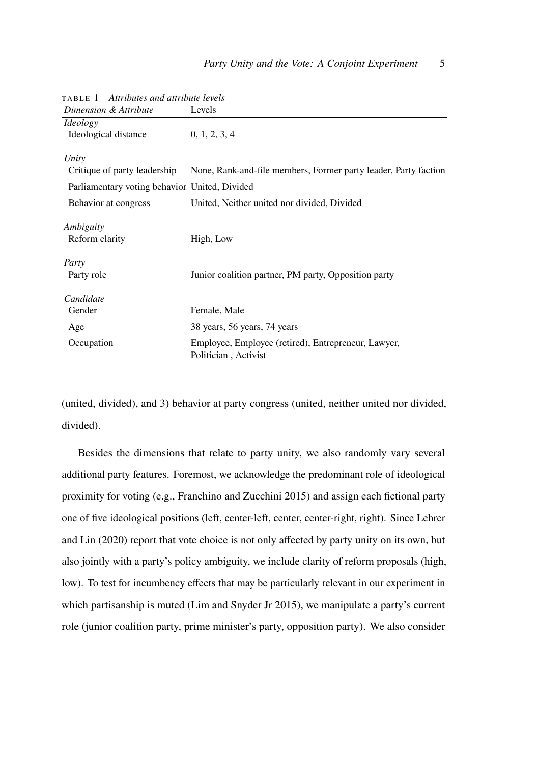TABLE 1 *Attributes and attribute levels*

| *Dimension & Attribute* | Levels |
|---|---|
| *Ideology* | |
| Ideological distance | 0, 1, 2, 3, 4 |
| *Unity* | |
| Critique of party leadership | None, Rank-and-file members, Former party leader, Party faction |
| Parliamentary voting behavior | United, Divided |
| Behavior at congress | United, Neither united nor divided, Divided |
| *Ambiguity* | |
| Reform clarity | High, Low |
| *Party* | |
| Party role | Junior coalition partner, PM party, Opposition party |
| *Candidate* | |
| Gender | Female, Male |
| Age | 38 years, 56 years, 74 years |
| Occupation | Employee, Employee (retired), Entrepreneur, Lawyer, Politician , Activist |

(united, divided), and 3) behavior at party congress (united, neither united nor divided, divided).

Besides the dimensions that relate to party unity, we also randomly vary several additional party features. Foremost, we acknowledge the predominant role of ideological proximity for voting (e.g., Franchino and Zucchini 2015) and assign each fictional party one of five ideological positions (left, center-left, center, center-right, right). Since Lehrer and Lin (2020) report that vote choice is not only affected by party unity on its own, but also jointly with a party's policy ambiguity, we include clarity of reform proposals (high, low). To test for incumbency effects that may be particularly relevant in our experiment in which partisanship is muted (Lim and Snyder Jr 2015), we manipulate a party's current role (junior coalition party, prime minister's party, opposition party). We also consider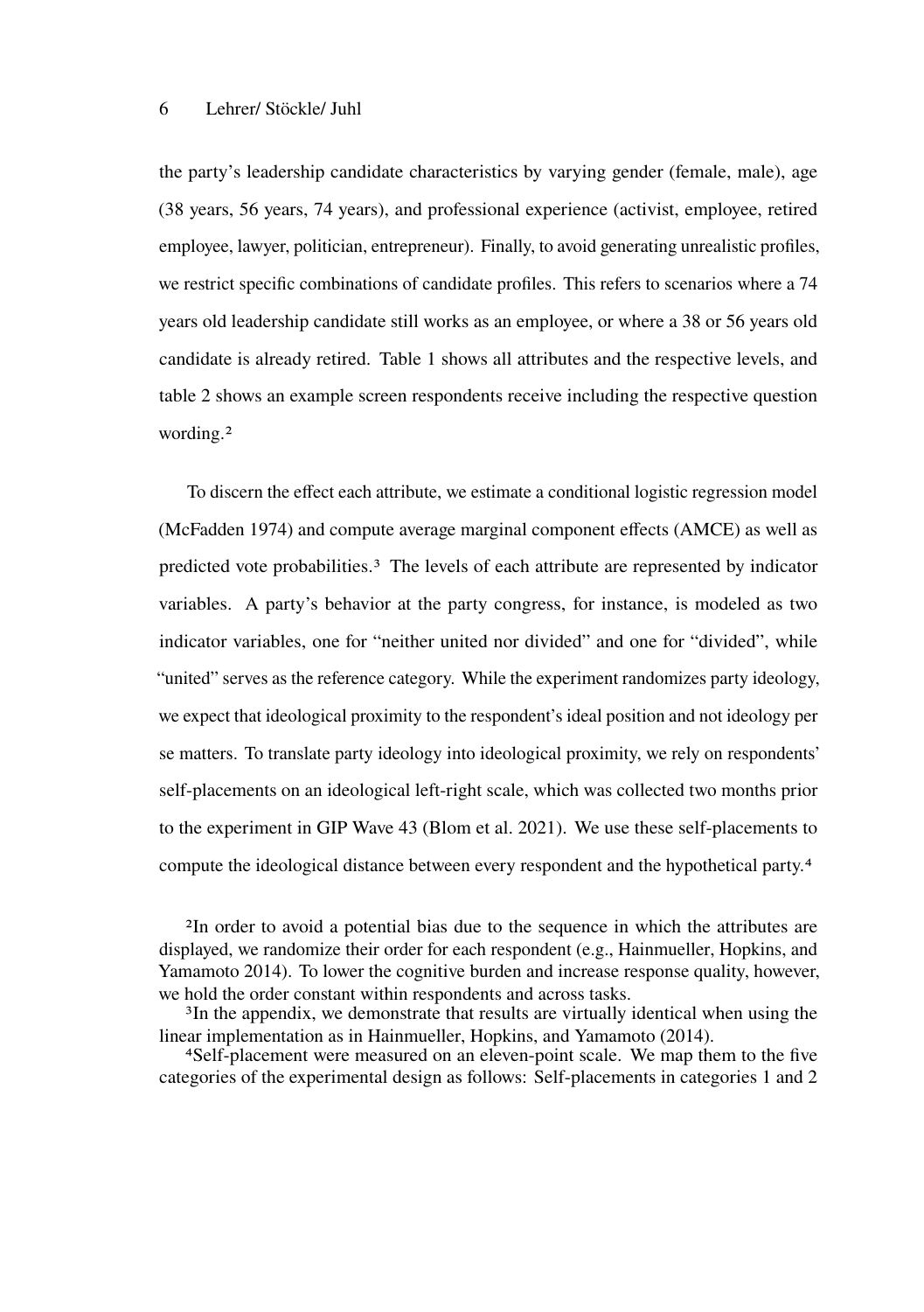the party's leadership candidate characteristics by varying gender (female, male), age (38 years, 56 years, 74 years), and professional experience (activist, employee, retired employee, lawyer, politician, entrepreneur). Finally, to avoid generating unrealistic profiles, we restrict specific combinations of candidate profiles. This refers to scenarios where a 74 years old leadership candidate still works as an employee, or where a 38 or 56 years old candidate is already retired. Table 1 shows all attributes and the respective levels, and table 2 shows an example screen respondents receive including the respective question wording.[2]

To discern the effect each attribute, we estimate a conditional logistic regression model (McFadden 1974) and compute average marginal component effects (AMCE) as well as predicted vote probabilities.[3] The levels of each attribute are represented by indicator variables. A party's behavior at the party congress, for instance, is modeled as two indicator variables, one for "neither united nor divided" and one for "divided", while "united" serves as the reference category. While the experiment randomizes party ideology, we expect that ideological proximity to the respondent's ideal position and not ideology per se matters. To translate party ideology into ideological proximity, we rely on respondents' self-placements on an ideological left-right scale, which was collected two months prior to the experiment in GIP Wave 43 (Blom et al. 2021). We use these self-placements to compute the ideological distance between every respondent and the hypothetical party.[4]

[2]In order to avoid a potential bias due to the sequence in which the attributes are displayed, we randomize their order for each respondent (e.g., Hainmueller, Hopkins, and Yamamoto 2014). To lower the cognitive burden and increase response quality, however, we hold the order constant within respondents and across tasks.

[3]In the appendix, we demonstrate that results are virtually identical when using the linear implementation as in Hainmueller, Hopkins, and Yamamoto (2014).

[4]Self-placement were measured on an eleven-point scale. We map them to the five categories of the experimental design as follows: Self-placements in categories 1 and 2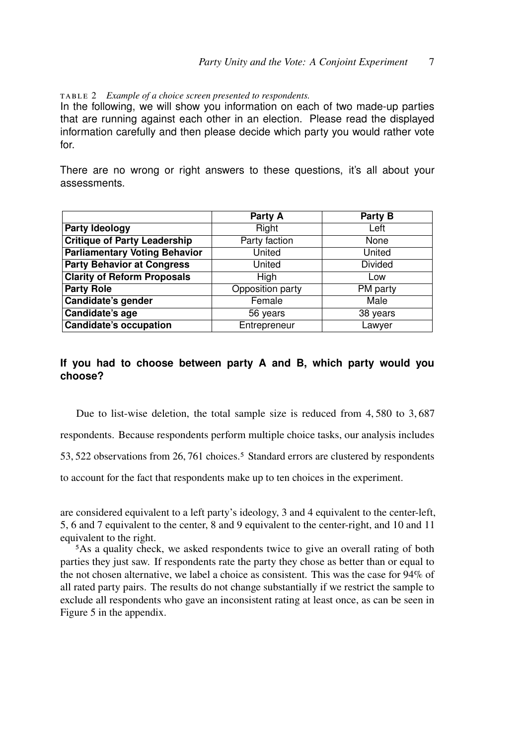TABLE 2 *Example of a choice screen presented to respondents.*

In the following, we will show you information on each of two made-up parties that are running against each other in an election. Please read the displayed information carefully and then please decide which party you would rather vote for.

There are no wrong or right answers to these questions, it's all about your assessments.

| | **Party A** | **Party B** |
|---|---|---|
| **Party Ideology** | Right | Left |
| **Critique of Party Leadership** | Party faction | None |
| **Parliamentary Voting Behavior** | United | United |
| **Party Behavior at Congress** | United | Divided |
| **Clarity of Reform Proposals** | High | Low |
| **Party Role** | Opposition party | PM party |
| **Candidate's gender** | Female | Male |
| **Candidate's age** | 56 years | 38 years |
| **Candidate's occupation** | Entrepreneur | Lawyer |

**If you had to choose between party A and B, which party would you choose?**

Due to list-wise deletion, the total sample size is reduced from 4,580 to 3,687 respondents. Because respondents perform multiple choice tasks, our analysis includes 53,522 observations from 26,761 choices.[5] Standard errors are clustered by respondents to account for the fact that respondents make up to ten choices in the experiment.

are considered equivalent to a left party's ideology, 3 and 4 equivalent to the center-left, 5, 6 and 7 equivalent to the center, 8 and 9 equivalent to the center-right, and 10 and 11 equivalent to the right.

[5]As a quality check, we asked respondents twice to give an overall rating of both parties they just saw. If respondents rate the party they chose as better than or equal to the not chosen alternative, we label a choice as consistent. This was the case for 94% of all rated party pairs. The results do not change substantially if we restrict the sample to exclude all respondents who gave an inconsistent rating at least once, as can be seen in Figure 5 in the appendix.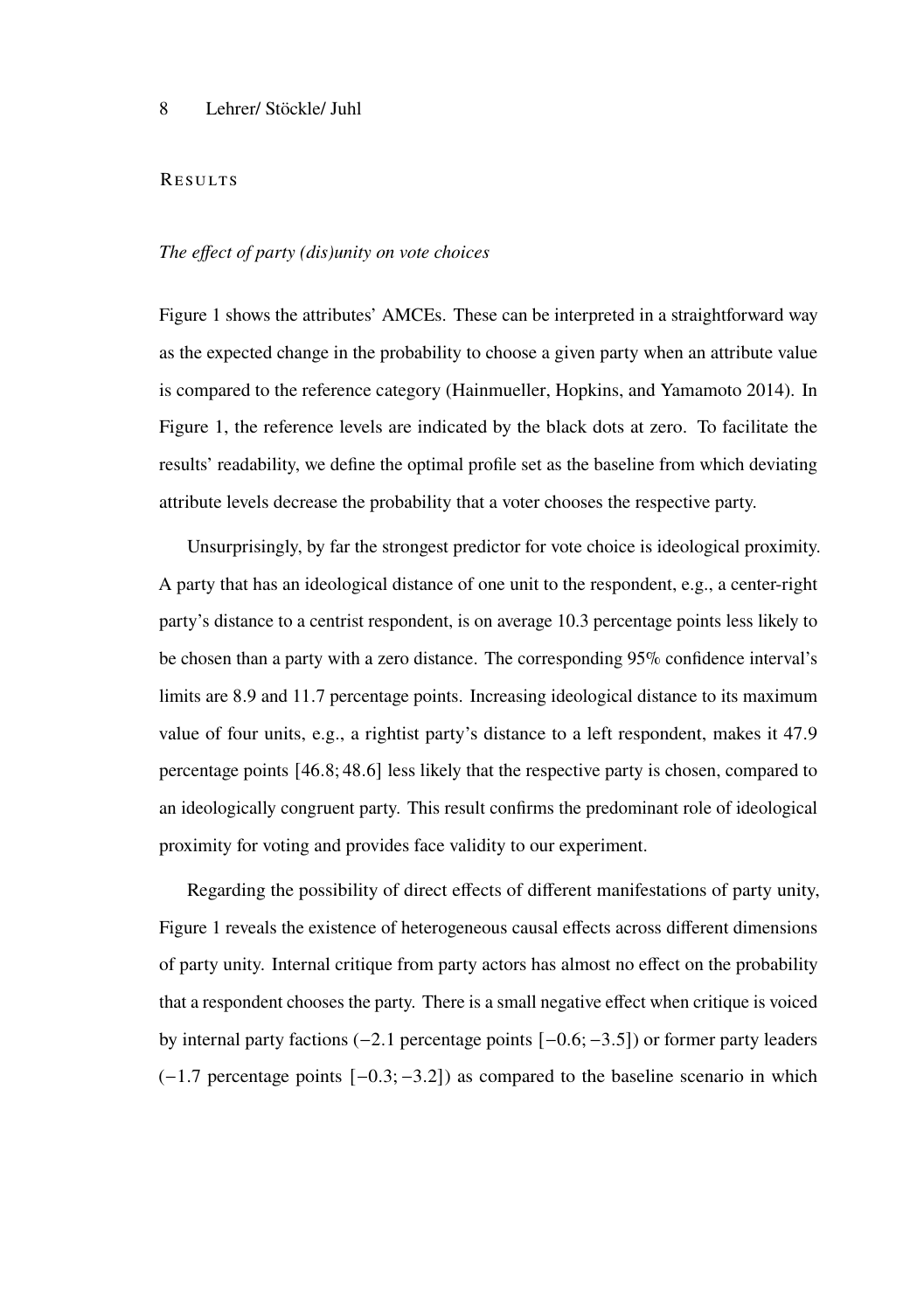## Results

### *The effect of party (dis)unity on vote choices*

Figure 1 shows the attributes' AMCEs. These can be interpreted in a straightforward way as the expected change in the probability to choose a given party when an attribute value is compared to the reference category (Hainmueller, Hopkins, and Yamamoto 2014). In Figure 1, the reference levels are indicated by the black dots at zero. To facilitate the results' readability, we define the optimal profile set as the baseline from which deviating attribute levels decrease the probability that a voter chooses the respective party.

Unsurprisingly, by far the strongest predictor for vote choice is ideological proximity. A party that has an ideological distance of one unit to the respondent, e.g., a center-right party's distance to a centrist respondent, is on average 10.3 percentage points less likely to be chosen than a party with a zero distance. The corresponding 95% confidence interval's limits are 8.9 and 11.7 percentage points. Increasing ideological distance to its maximum value of four units, e.g., a rightist party's distance to a left respondent, makes it 47.9 percentage points $[46.8; 48.6]$ less likely that the respective party is chosen, compared to an ideologically congruent party. This result confirms the predominant role of ideological proximity for voting and provides face validity to our experiment.

Regarding the possibility of direct effects of different manifestations of party unity, Figure 1 reveals the existence of heterogeneous causal effects across different dimensions of party unity. Internal critique from party actors has almost no effect on the probability that a respondent chooses the party. There is a small negative effect when critique is voiced by internal party factions ($-2.1$ percentage points $[-0.6; -3.5]$) or former party leaders ($-1.7$ percentage points $[-0.3; -3.2]$) as compared to the baseline scenario in which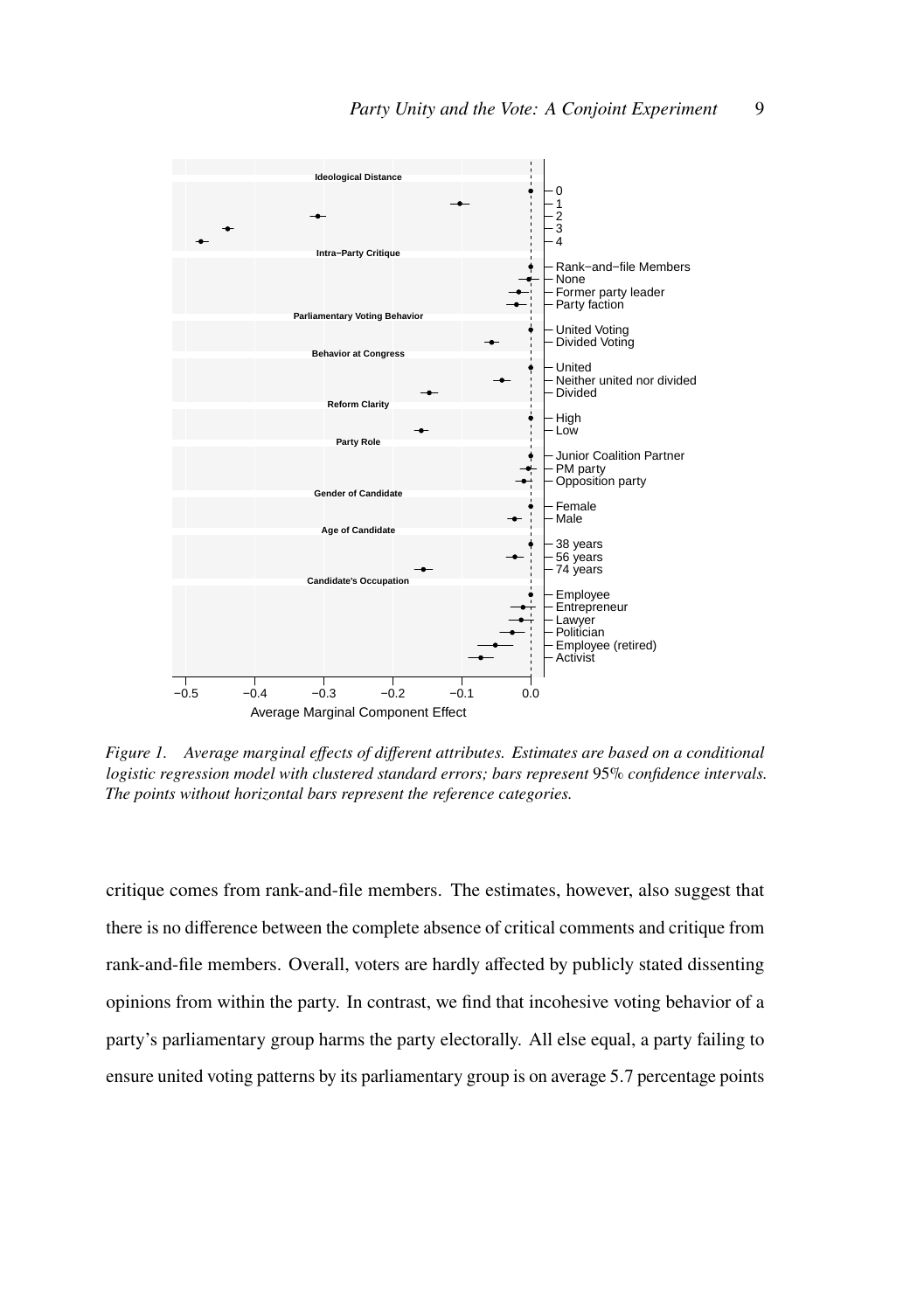*Figure 1. Average marginal effects of different attributes. Estimates are based on a conditional logistic regression model with clustered standard errors; bars represent 95% confidence intervals. The points without horizontal bars represent the reference categories.*

critique comes from rank-and-file members. The estimates, however, also suggest that there is no difference between the complete absence of critical comments and critique from rank-and-file members. Overall, voters are hardly affected by publicly stated dissenting opinions from within the party. In contrast, we find that incohesive voting behavior of a party's parliamentary group harms the party electorally. All else equal, a party failing to ensure united voting patterns by its parliamentary group is on average 5.7 percentage points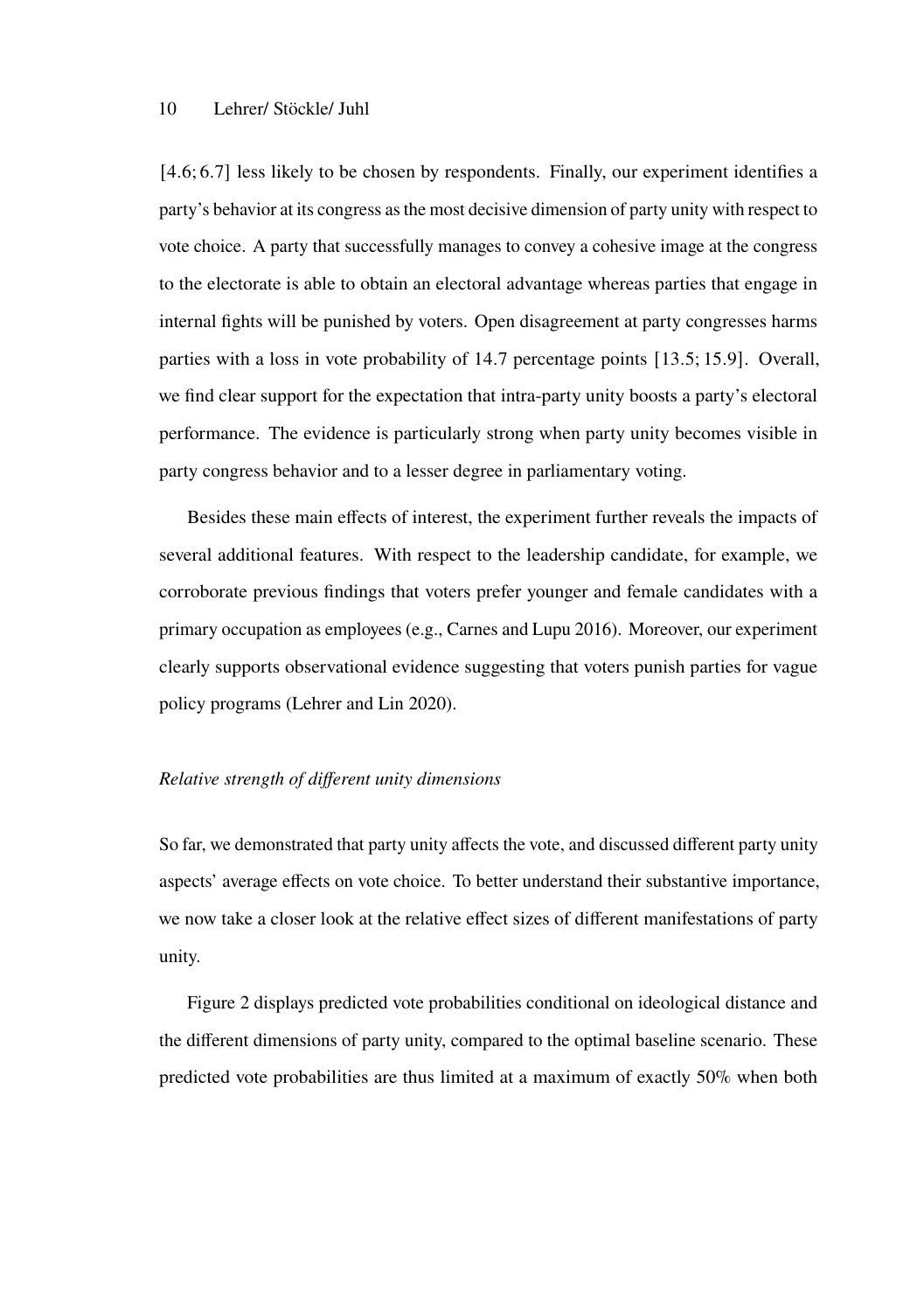[4.6; 6.7] less likely to be chosen by respondents. Finally, our experiment identifies a party's behavior at its congress as the most decisive dimension of party unity with respect to vote choice. A party that successfully manages to convey a cohesive image at the congress to the electorate is able to obtain an electoral advantage whereas parties that engage in internal fights will be punished by voters. Open disagreement at party congresses harms parties with a loss in vote probability of 14.7 percentage points [13.5; 15.9]. Overall, we find clear support for the expectation that intra-party unity boosts a party's electoral performance. The evidence is particularly strong when party unity becomes visible in party congress behavior and to a lesser degree in parliamentary voting.

Besides these main effects of interest, the experiment further reveals the impacts of several additional features. With respect to the leadership candidate, for example, we corroborate previous findings that voters prefer younger and female candidates with a primary occupation as employees (e.g., Carnes and Lupu 2016). Moreover, our experiment clearly supports observational evidence suggesting that voters punish parties for vague policy programs (Lehrer and Lin 2020).

*Relative strength of different unity dimensions*

So far, we demonstrated that party unity affects the vote, and discussed different party unity aspects' average effects on vote choice. To better understand their substantive importance, we now take a closer look at the relative effect sizes of different manifestations of party unity.

Figure 2 displays predicted vote probabilities conditional on ideological distance and the different dimensions of party unity, compared to the optimal baseline scenario. These predicted vote probabilities are thus limited at a maximum of exactly 50% when both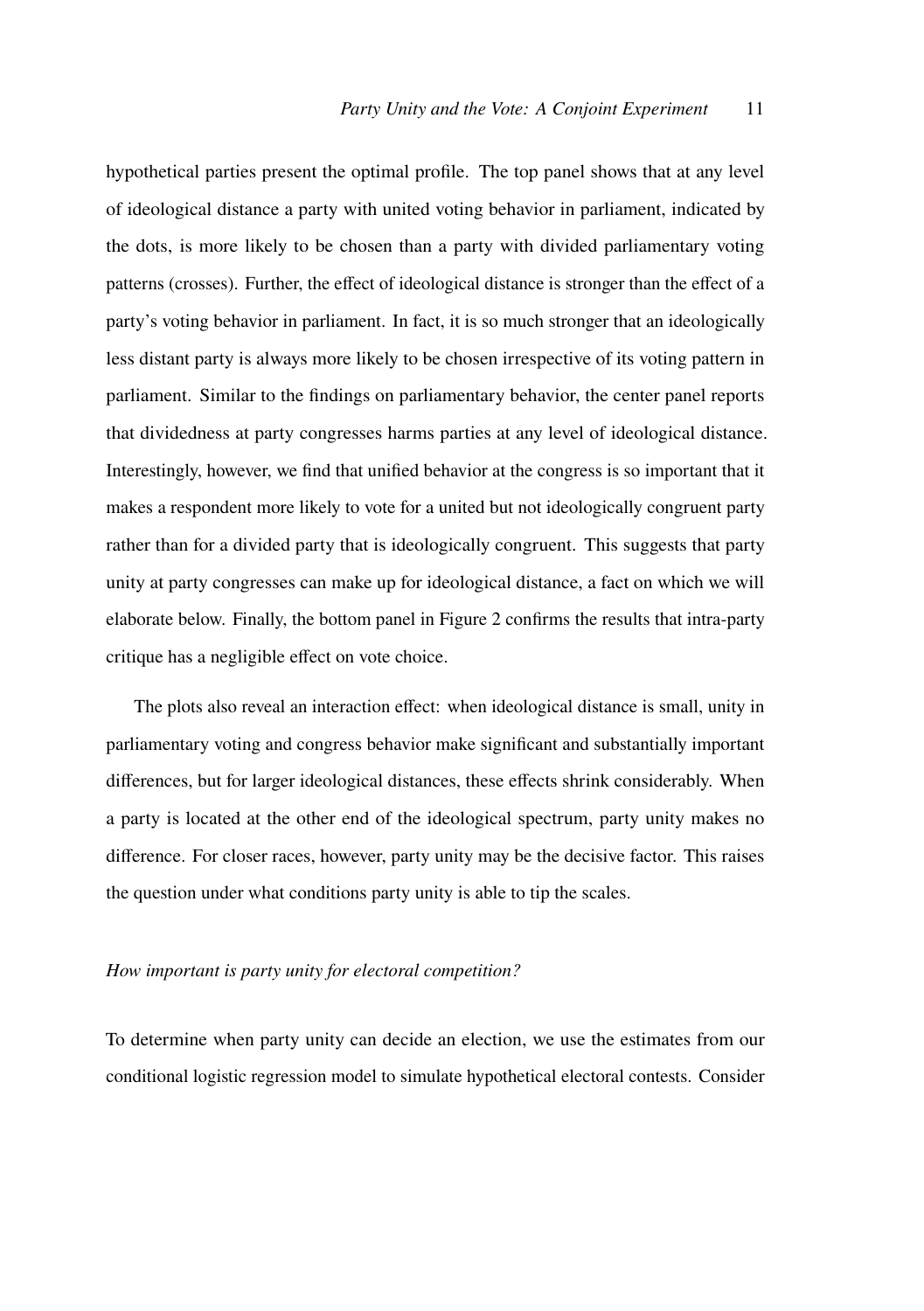hypothetical parties present the optimal profile. The top panel shows that at any level of ideological distance a party with united voting behavior in parliament, indicated by the dots, is more likely to be chosen than a party with divided parliamentary voting patterns (crosses). Further, the effect of ideological distance is stronger than the effect of a party's voting behavior in parliament. In fact, it is so much stronger that an ideologically less distant party is always more likely to be chosen irrespective of its voting pattern in parliament. Similar to the findings on parliamentary behavior, the center panel reports that dividedness at party congresses harms parties at any level of ideological distance. Interestingly, however, we find that unified behavior at the congress is so important that it makes a respondent more likely to vote for a united but not ideologically congruent party rather than for a divided party that is ideologically congruent. This suggests that party unity at party congresses can make up for ideological distance, a fact on which we will elaborate below. Finally, the bottom panel in Figure 2 confirms the results that intra-party critique has a negligible effect on vote choice.

The plots also reveal an interaction effect: when ideological distance is small, unity in parliamentary voting and congress behavior make significant and substantially important differences, but for larger ideological distances, these effects shrink considerably. When a party is located at the other end of the ideological spectrum, party unity makes no difference. For closer races, however, party unity may be the decisive factor. This raises the question under what conditions party unity is able to tip the scales.

*How important is party unity for electoral competition?*

To determine when party unity can decide an election, we use the estimates from our conditional logistic regression model to simulate hypothetical electoral contests. Consider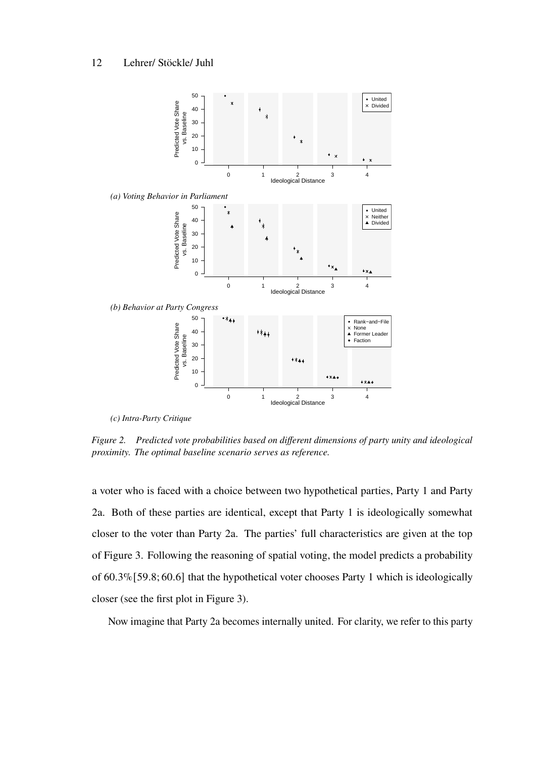*(a) Voting Behavior in Parliament*

*(b) Behavior at Party Congress*

*(c) Intra-Party Critique*

*Figure 2. Predicted vote probabilities based on different dimensions of party unity and ideological proximity. The optimal baseline scenario serves as reference.*

a voter who is faced with a choice between two hypothetical parties, Party 1 and Party 2a. Both of these parties are identical, except that Party 1 is ideologically somewhat closer to the voter than Party 2a. The parties' full characteristics are given at the top of Figure 3. Following the reasoning of spatial voting, the model predicts a probability of 60.3%[59.8; 60.6] that the hypothetical voter chooses Party 1 which is ideologically closer (see the first plot in Figure 3).

Now imagine that Party 2a becomes internally united. For clarity, we refer to this party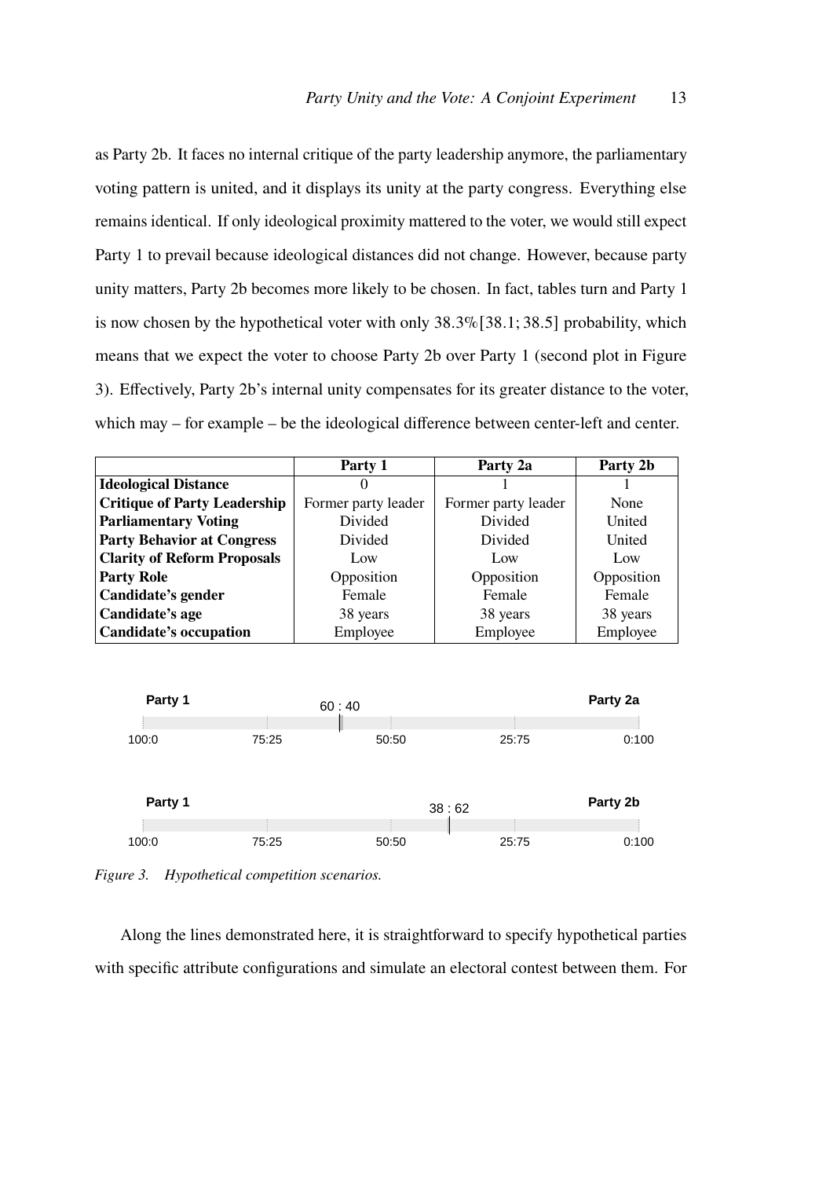as Party 2b. It faces no internal critique of the party leadership anymore, the parliamentary voting pattern is united, and it displays its unity at the party congress. Everything else remains identical. If only ideological proximity mattered to the voter, we would still expect Party 1 to prevail because ideological distances did not change. However, because party unity matters, Party 2b becomes more likely to be chosen. In fact, tables turn and Party 1 is now chosen by the hypothetical voter with only 38.3% [38.1; 38.5] probability, which means that we expect the voter to choose Party 2b over Party 1 (second plot in Figure 3). Effectively, Party 2b's internal unity compensates for its greater distance to the voter, which may – for example – be the ideological difference between center-left and center.

| | Party 1 | Party 2a | Party 2b |
|---|---|---|---|
| **Ideological Distance** | 0 | 1 | 1 |
| **Critique of Party Leadership** | Former party leader | Former party leader | None |
| **Parliamentary Voting** | Divided | Divided | United |
| **Party Behavior at Congress** | Divided | Divided | United |
| **Clarity of Reform Proposals** | Low | Low | Low |
| **Party Role** | Opposition | Opposition | Opposition |
| **Candidate's gender** | Female | Female | Female |
| **Candidate's age** | 38 years | 38 years | 38 years |
| **Candidate's occupation** | Employee | Employee | Employee |

*Figure 3. Hypothetical competition scenarios.*

Along the lines demonstrated here, it is straightforward to specify hypothetical parties with specific attribute configurations and simulate an electoral contest between them. For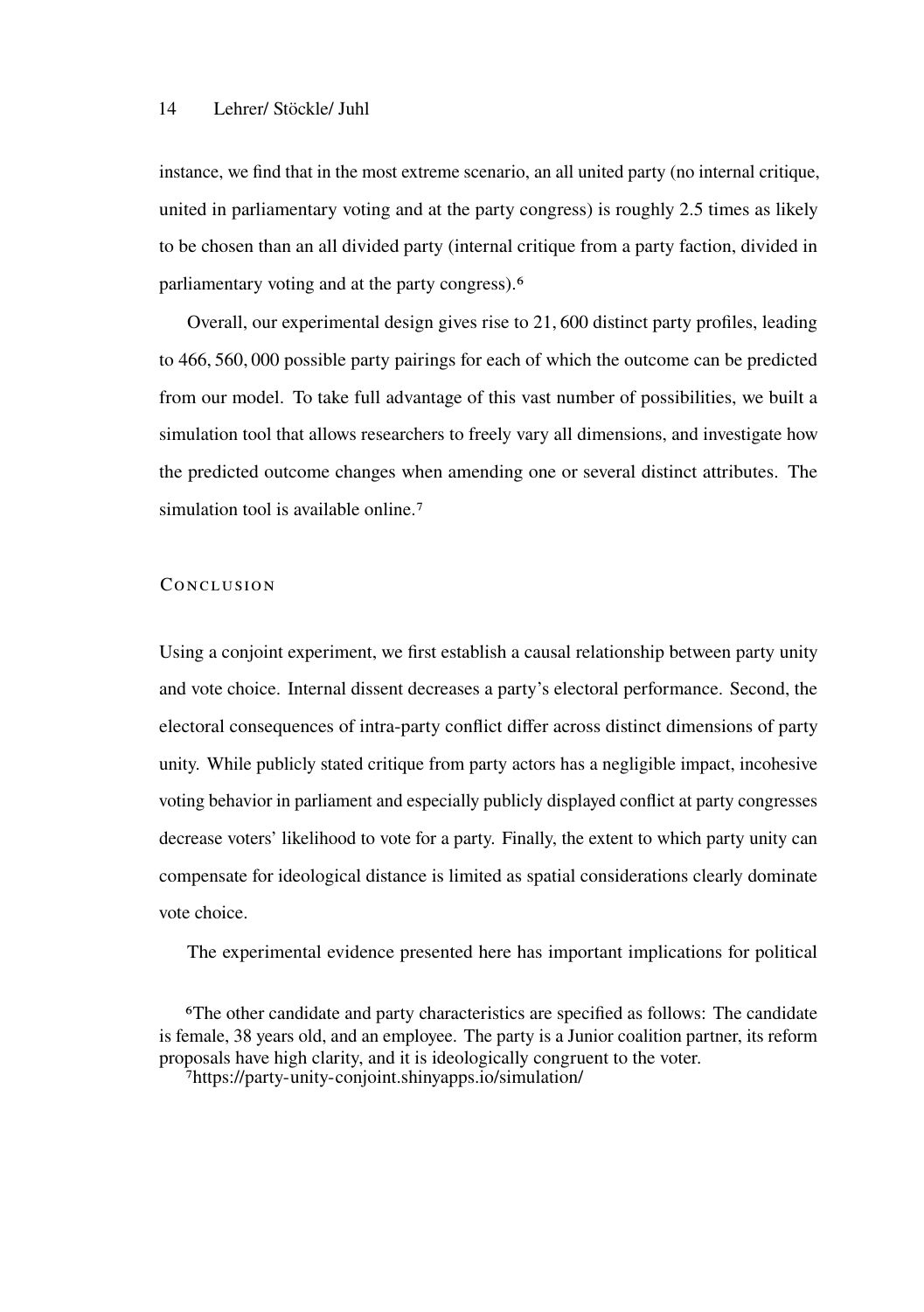instance, we find that in the most extreme scenario, an all united party (no internal critique, united in parliamentary voting and at the party congress) is roughly 2.5 times as likely to be chosen than an all divided party (internal critique from a party faction, divided in parliamentary voting and at the party congress).[6]

Overall, our experimental design gives rise to 21, 600 distinct party profiles, leading to 466, 560, 000 possible party pairings for each of which the outcome can be predicted from our model. To take full advantage of this vast number of possibilities, we built a simulation tool that allows researchers to freely vary all dimensions, and investigate how the predicted outcome changes when amending one or several distinct attributes. The simulation tool is available online.[7]

## Conclusion

Using a conjoint experiment, we first establish a causal relationship between party unity and vote choice. Internal dissent decreases a party's electoral performance. Second, the electoral consequences of intra-party conflict differ across distinct dimensions of party unity. While publicly stated critique from party actors has a negligible impact, incohesive voting behavior in parliament and especially publicly displayed conflict at party congresses decrease voters' likelihood to vote for a party. Finally, the extent to which party unity can compensate for ideological distance is limited as spatial considerations clearly dominate vote choice.

The experimental evidence presented here has important implications for political

[6]The other candidate and party characteristics are specified as follows: The candidate is female, 38 years old, and an employee. The party is a Junior coalition partner, its reform proposals have high clarity, and it is ideologically congruent to the voter.

[7]https://party-unity-conjoint.shinyapps.io/simulation/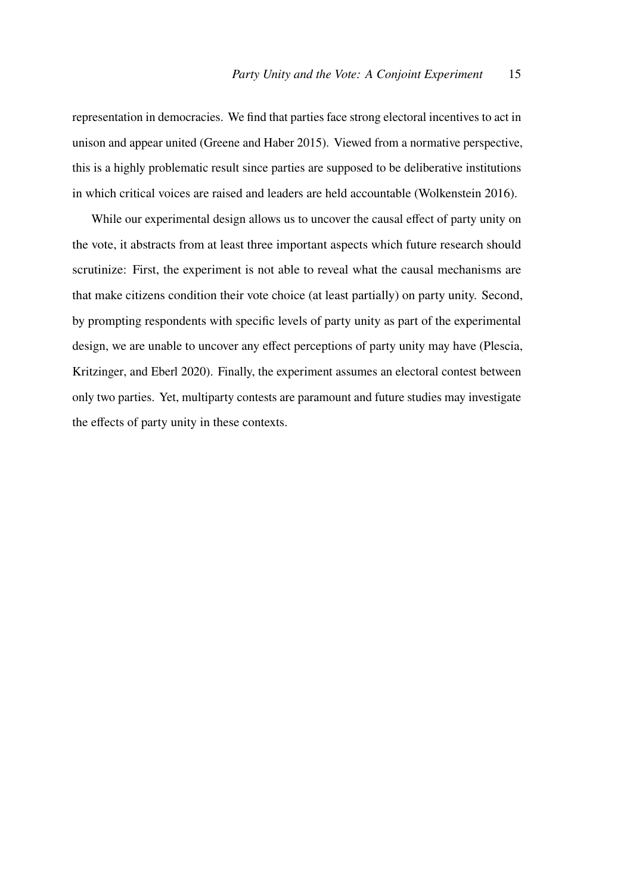representation in democracies. We find that parties face strong electoral incentives to act in unison and appear united (Greene and Haber 2015). Viewed from a normative perspective, this is a highly problematic result since parties are supposed to be deliberative institutions in which critical voices are raised and leaders are held accountable (Wolkenstein 2016).

While our experimental design allows us to uncover the causal effect of party unity on the vote, it abstracts from at least three important aspects which future research should scrutinize: First, the experiment is not able to reveal what the causal mechanisms are that make citizens condition their vote choice (at least partially) on party unity. Second, by prompting respondents with specific levels of party unity as part of the experimental design, we are unable to uncover any effect perceptions of party unity may have (Plescia, Kritzinger, and Eberl 2020). Finally, the experiment assumes an electoral contest between only two parties. Yet, multiparty contests are paramount and future studies may investigate the effects of party unity in these contexts.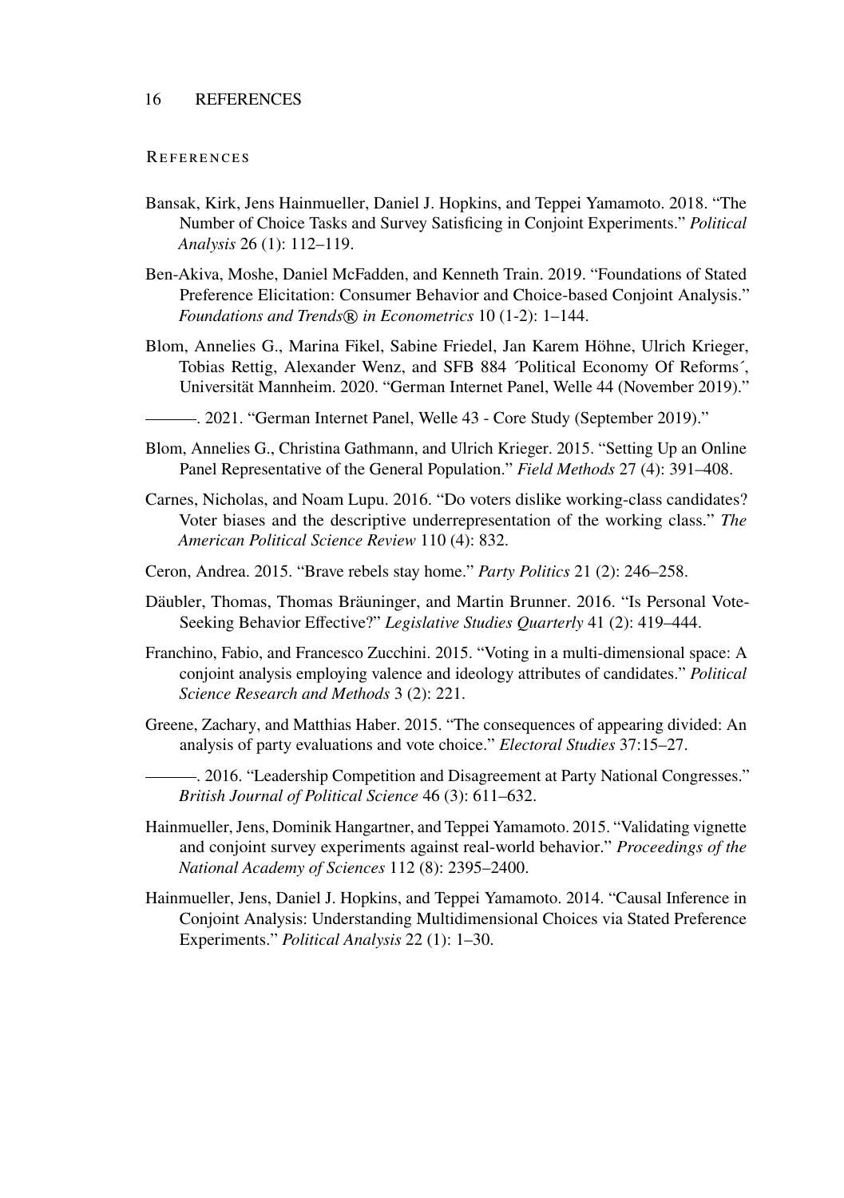## References

Bansak, Kirk, Jens Hainmueller, Daniel J. Hopkins, and Teppei Yamamoto. 2018. "The Number of Choice Tasks and Survey Satisficing in Conjoint Experiments." *Political Analysis* 26 (1): 112–119.

Ben-Akiva, Moshe, Daniel McFadden, and Kenneth Train. 2019. "Foundations of Stated Preference Elicitation: Consumer Behavior and Choice-based Conjoint Analysis." *Foundations and Trends® in Econometrics* 10 (1-2): 1–144.

Blom, Annelies G., Marina Fikel, Sabine Friedel, Jan Karem Höhne, Ulrich Krieger, Tobias Rettig, Alexander Wenz, and SFB 884 ´Political Economy Of Reforms´, Universität Mannheim. 2020. "German Internet Panel, Welle 44 (November 2019)."

———. 2021. "German Internet Panel, Welle 43 - Core Study (September 2019)."

Blom, Annelies G., Christina Gathmann, and Ulrich Krieger. 2015. "Setting Up an Online Panel Representative of the General Population." *Field Methods* 27 (4): 391–408.

Carnes, Nicholas, and Noam Lupu. 2016. "Do voters dislike working-class candidates? Voter biases and the descriptive underrepresentation of the working class." *The American Political Science Review* 110 (4): 832.

Ceron, Andrea. 2015. "Brave rebels stay home." *Party Politics* 21 (2): 246–258.

Däubler, Thomas, Thomas Bräuninger, and Martin Brunner. 2016. "Is Personal Vote-Seeking Behavior Effective?" *Legislative Studies Quarterly* 41 (2): 419–444.

Franchino, Fabio, and Francesco Zucchini. 2015. "Voting in a multi-dimensional space: A conjoint analysis employing valence and ideology attributes of candidates." *Political Science Research and Methods* 3 (2): 221.

Greene, Zachary, and Matthias Haber. 2015. "The consequences of appearing divided: An analysis of party evaluations and vote choice." *Electoral Studies* 37:15–27.

———. 2016. "Leadership Competition and Disagreement at Party National Congresses." *British Journal of Political Science* 46 (3): 611–632.

Hainmueller, Jens, Dominik Hangartner, and Teppei Yamamoto. 2015. "Validating vignette and conjoint survey experiments against real-world behavior." *Proceedings of the National Academy of Sciences* 112 (8): 2395–2400.

Hainmueller, Jens, Daniel J. Hopkins, and Teppei Yamamoto. 2014. "Causal Inference in Conjoint Analysis: Understanding Multidimensional Choices via Stated Preference Experiments." *Political Analysis* 22 (1): 1–30.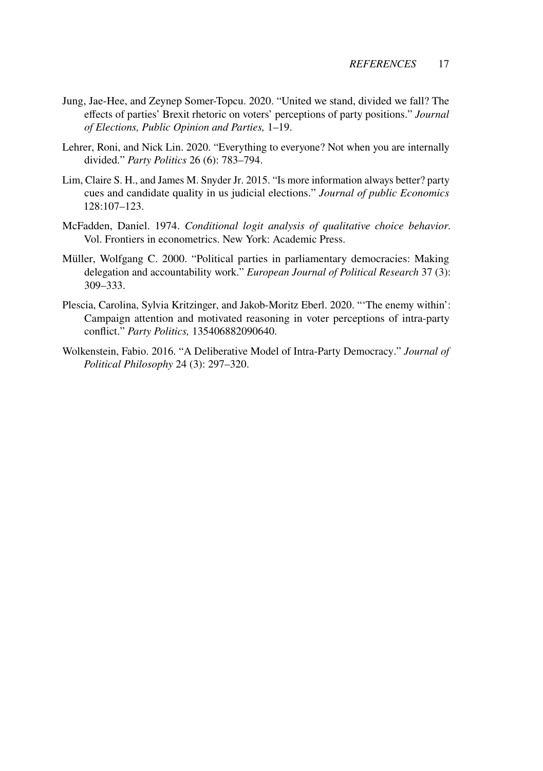Jung, Jae-Hee, and Zeynep Somer-Topcu. 2020. "United we stand, divided we fall? The effects of parties' Brexit rhetoric on voters' perceptions of party positions." *Journal of Elections, Public Opinion and Parties,* 1–19.

Lehrer, Roni, and Nick Lin. 2020. "Everything to everyone? Not when you are internally divided." *Party Politics* 26 (6): 783–794.

Lim, Claire S. H., and James M. Snyder Jr. 2015. "Is more information always better? party cues and candidate quality in us judicial elections." *Journal of public Economics* 128:107–123.

McFadden, Daniel. 1974. *Conditional logit analysis of qualitative choice behavior.* Vol. Frontiers in econometrics. New York: Academic Press.

Müller, Wolfgang C. 2000. "Political parties in parliamentary democracies: Making delegation and accountability work." *European Journal of Political Research* 37 (3): 309–333.

Plescia, Carolina, Sylvia Kritzinger, and Jakob-Moritz Eberl. 2020. "'The enemy within': Campaign attention and motivated reasoning in voter perceptions of intra-party conflict." *Party Politics,* 135406882090640.

Wolkenstein, Fabio. 2016. "A Deliberative Model of Intra-Party Democracy." *Journal of Political Philosophy* 24 (3): 297–320.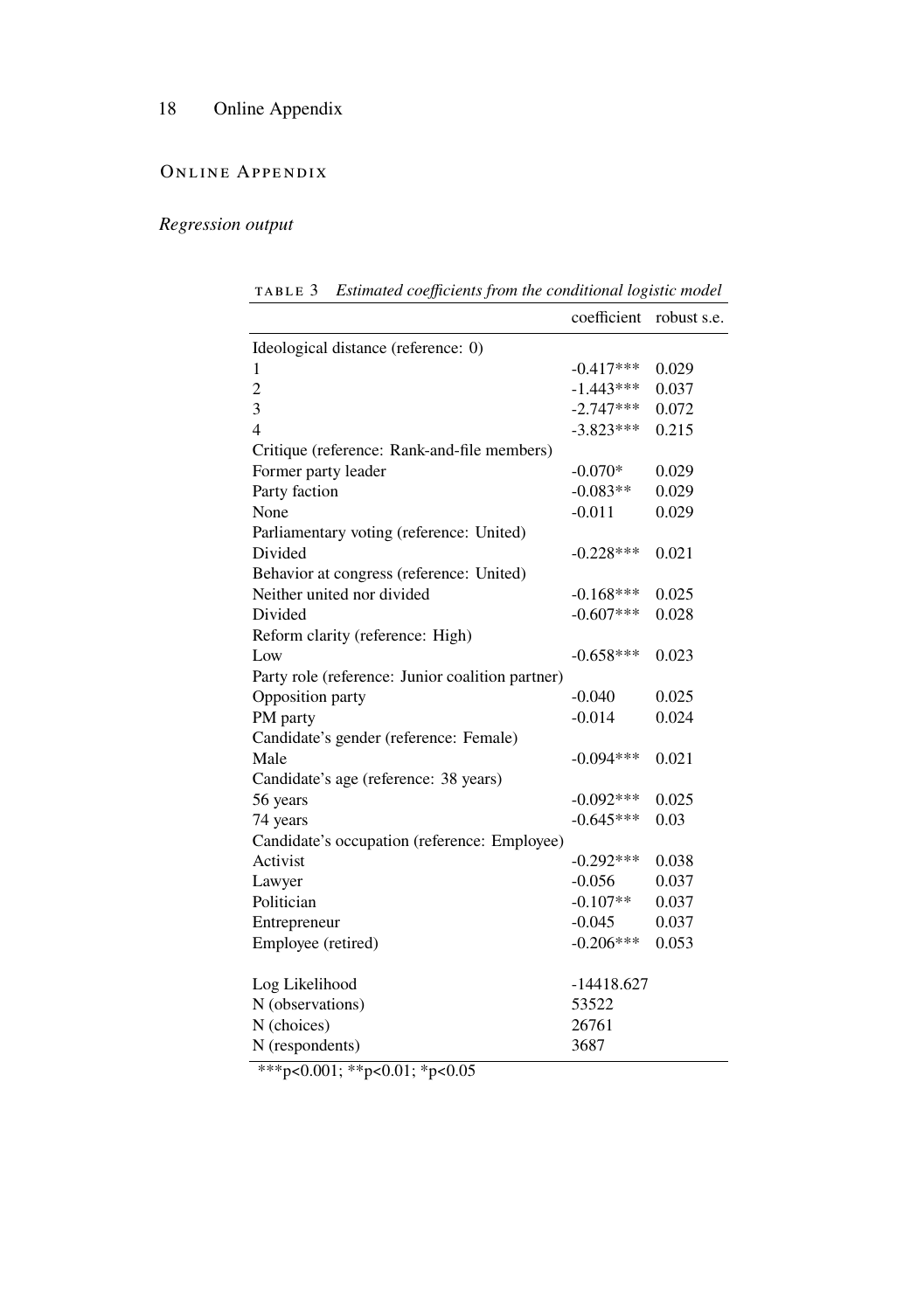## Online Appendix

### *Regression output*

TABLE 3 *Estimated coefficients from the conditional logistic model*

| | coefficient | robust s.e. |
|---|---|---|
| Ideological distance (reference: 0) | | |
| 1 | -0.417*** | 0.029 |
| 2 | -1.443*** | 0.037 |
| 3 | -2.747*** | 0.072 |
| 4 | -3.823*** | 0.215 |
| Critique (reference: Rank-and-file members) | | |
| Former party leader | -0.070* | 0.029 |
| Party faction | -0.083** | 0.029 |
| None | -0.011 | 0.029 |
| Parliamentary voting (reference: United) | | |
| Divided | -0.228*** | 0.021 |
| Behavior at congress (reference: United) | | |
| Neither united nor divided | -0.168*** | 0.025 |
| Divided | -0.607*** | 0.028 |
| Reform clarity (reference: High) | | |
| Low | -0.658*** | 0.023 |
| Party role (reference: Junior coalition partner) | | |
| Opposition party | -0.040 | 0.025 |
| PM party | -0.014 | 0.024 |
| Candidate's gender (reference: Female) | | |
| Male | -0.094*** | 0.021 |
| Candidate's age (reference: 38 years) | | |
| 56 years | -0.092*** | 0.025 |
| 74 years | -0.645*** | 0.03 |
| Candidate's occupation (reference: Employee) | | |
| Activist | -0.292*** | 0.038 |
| Lawyer | -0.056 | 0.037 |
| Politician | -0.107** | 0.037 |
| Entrepreneur | -0.045 | 0.037 |
| Employee (retired) | -0.206*** | 0.053 |
| | | |
| Log Likelihood | -14418.627 | |
| N (observations) | 53522 | |
| N (choices) | 26761 | |
| N (respondents) | 3687 | |

***p<0.001; **p<0.01; *p<0.05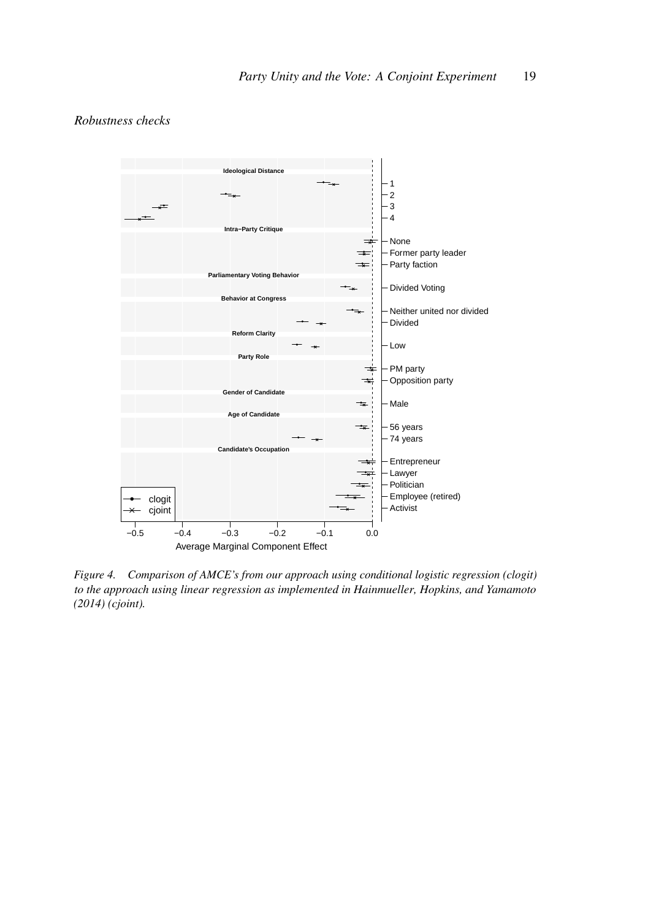*Robustness checks*

| Attribute | Level |
|---|---|
| **Ideological Distance** | 1 |
| | 2 |
| | 3 |
| | 4 |
| **Intra−Party Critique** | None |
| | Former party leader |
| | Party faction |
| **Parliamentary Voting Behavior** | Divided Voting |
| **Behavior at Congress** | Neither united nor divided |
| | Divided |
| **Reform Clarity** | Low |
| **Party Role** | PM party |
| | Opposition party |
| **Gender of Candidate** | Male |
| **Age of Candidate** | 56 years |
| | 74 years |
| **Candidate's Occupation** | Entrepreneur |
| | Lawyer |
| | Politician |
| | Employee (retired) |
| | Activist |

Legend: clogit, cjoint

x-axis: Average Marginal Component Effect (−0.5, −0.4, −0.3, −0.2, −0.1, 0.0)

*Figure 4. Comparison of AMCE's from our approach using conditional logistic regression (clogit) to the approach using linear regression as implemented in Hainmueller, Hopkins, and Yamamoto (2014) (cjoint).*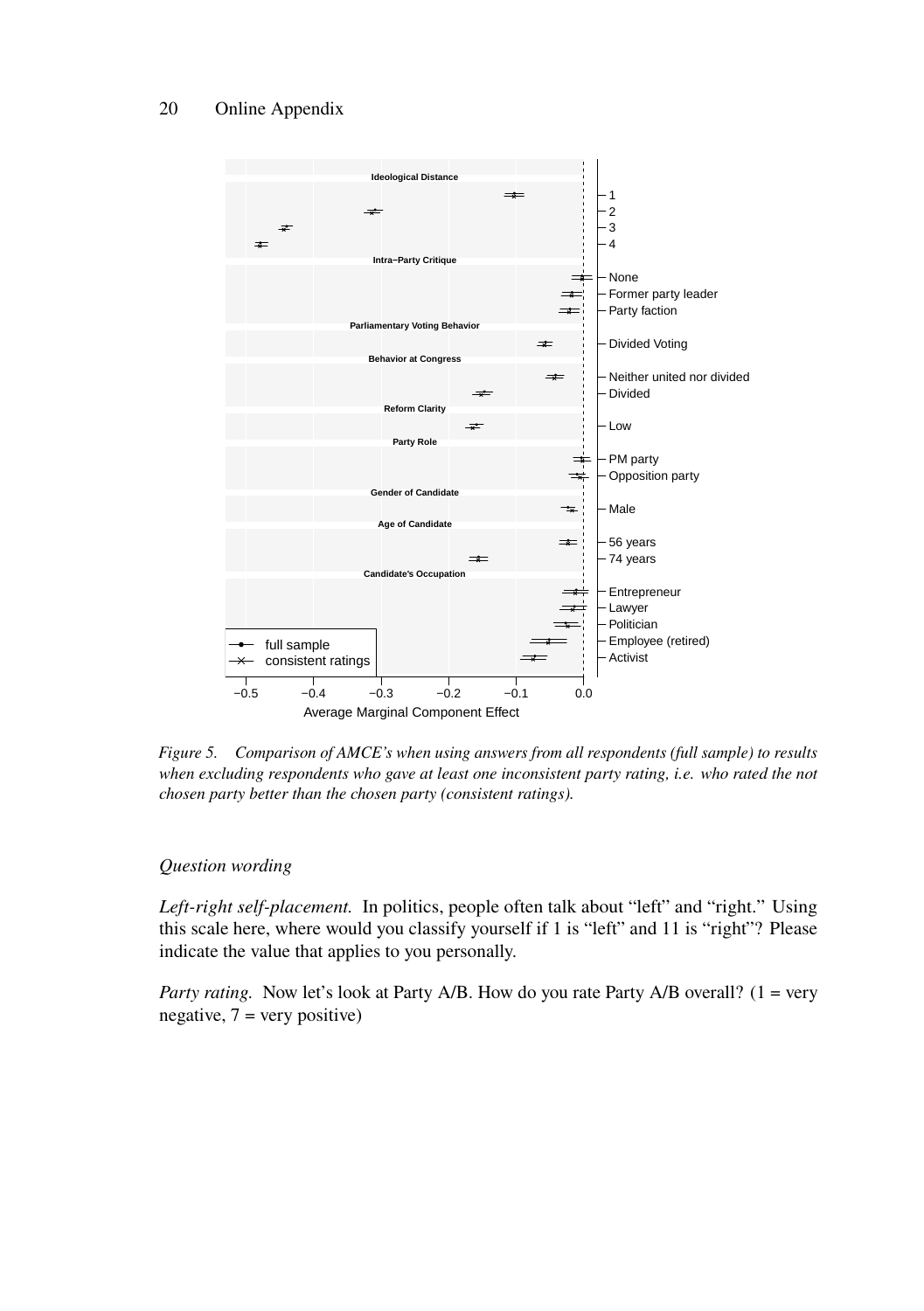Ideological Distance

1

2

3

4

Intra–Party Critique

None

Former party leader

Party faction

Parliamentary Voting Behavior

Divided Voting

Behavior at Congress

Neither united nor divided

Divided

Reform Clarity

Low

Party Role

PM party

Opposition party

Gender of Candidate

Male

Age of Candidate

56 years

74 years

Candidate's Occupation

Entrepreneur

Lawyer

Politician

Employee (retired)

Activist

full sample

consistent ratings

−0.5 −0.4 −0.3 −0.2 −0.1 0.0

Average Marginal Component Effect

*Figure 5. Comparison of AMCE's when using answers from all respondents (full sample) to results when excluding respondents who gave at least one inconsistent party rating, i.e. who rated the not chosen party better than the chosen party (consistent ratings).*

## *Question wording*

*Left-right self-placement.* In politics, people often talk about "left" and "right." Using this scale here, where would you classify yourself if 1 is "left" and 11 is "right"? Please indicate the value that applies to you personally.

*Party rating.* Now let's look at Party A/B. How do you rate Party A/B overall? (1 = very negative, 7 = very positive)